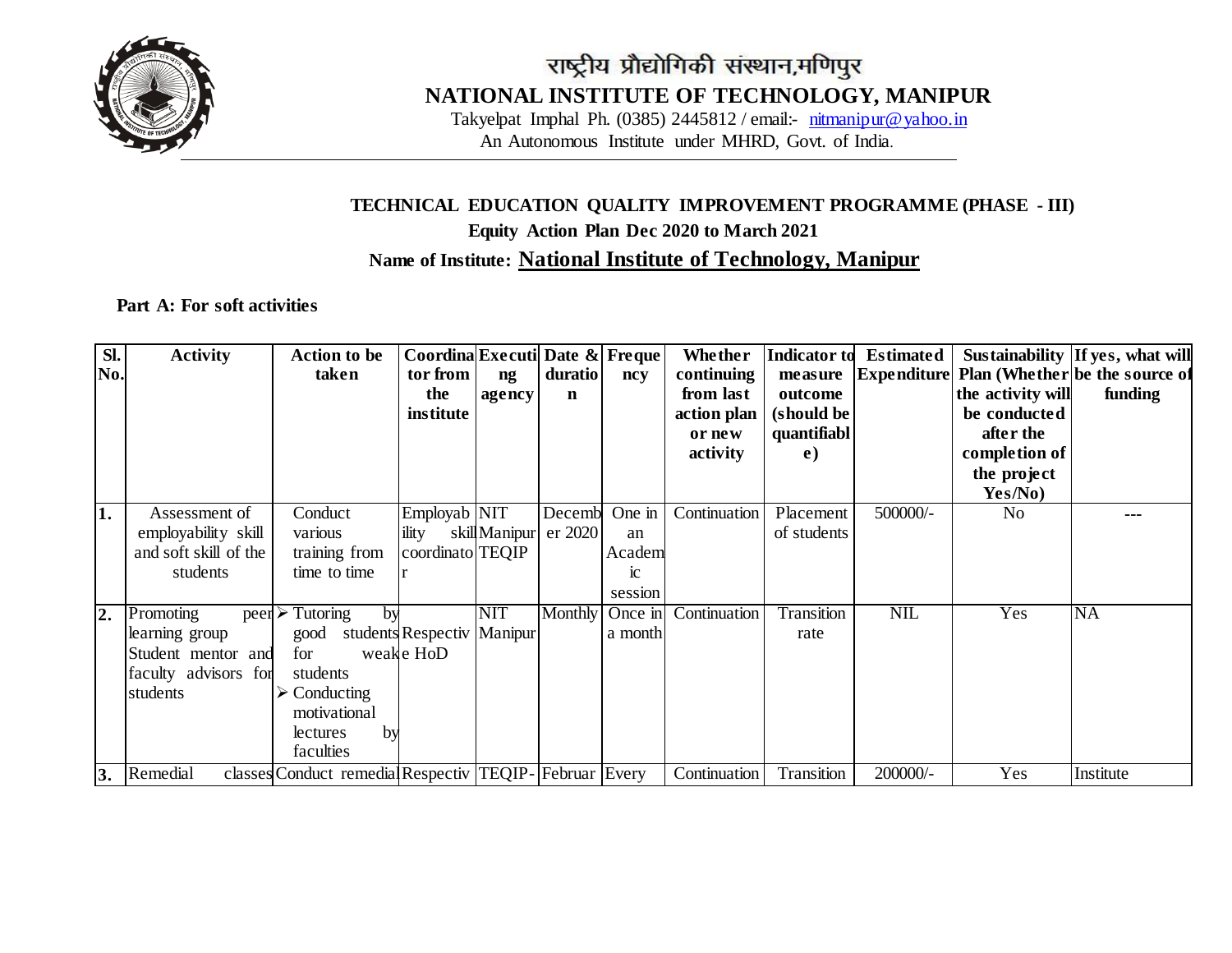राष्ट्रीय प्रौद्योगिकी संस्थान,मणिपुर

# NATIONAL INSTITUTE OF TECHNOLOGY, MANIPUR

Takyelpat Imphal Ph. (0385) 2445812 / email:- nitmanipur@yahoo.in

An Autonomous Institute under MHRD, Govt. of India.

## TECHNICAL EDUCATION QUALITY IMPROVEMENT PROGRAMME (PHASE - III)

**Equity Action Plan Dec 2020 to March 2021**

**Name of Institute: National Institute of Technology, Manipur**

**Part A: For soft activities**

| Sl. No. | Activity | Action to be taken | Coordinator from the institute | Executing agency | Date & duration | Frequency | Whether continuing from last action plan or new activity | Indicator to measure outcome (should be quantifiable) | Estimated Expenditure | Sustainability Plan (Whether the activity will be conducted after the completion of the project Yes/No) | If yes, what will be the source of funding |
|---|---|---|---|---|---|---|---|---|---|---|---|
| 1. | Assessment of employability skill and soft skill of the students | Conduct various training from time to time | Employability skill coordinator | NIT Manipur TEQIP | December 2020 | One in an Academic session | Continuation | Placement of students | 500000/- | No | --- |
| 2. | Promoting peer learning group Student mentor and faculty advisors for students | ➢ Tutoring by good students for weak students<br>➢ Conducting motivational lectures by faculties | Respective HoD | NIT Manipur | Monthly | Once in a month | Continuation | Transition rate | NIL | Yes | NA |
| 3. | Remedial classes | Conduct remedial | Respectiv | TEQIP- | Februar | Every | Continuation | Transition | 200000/- | Yes | Institute |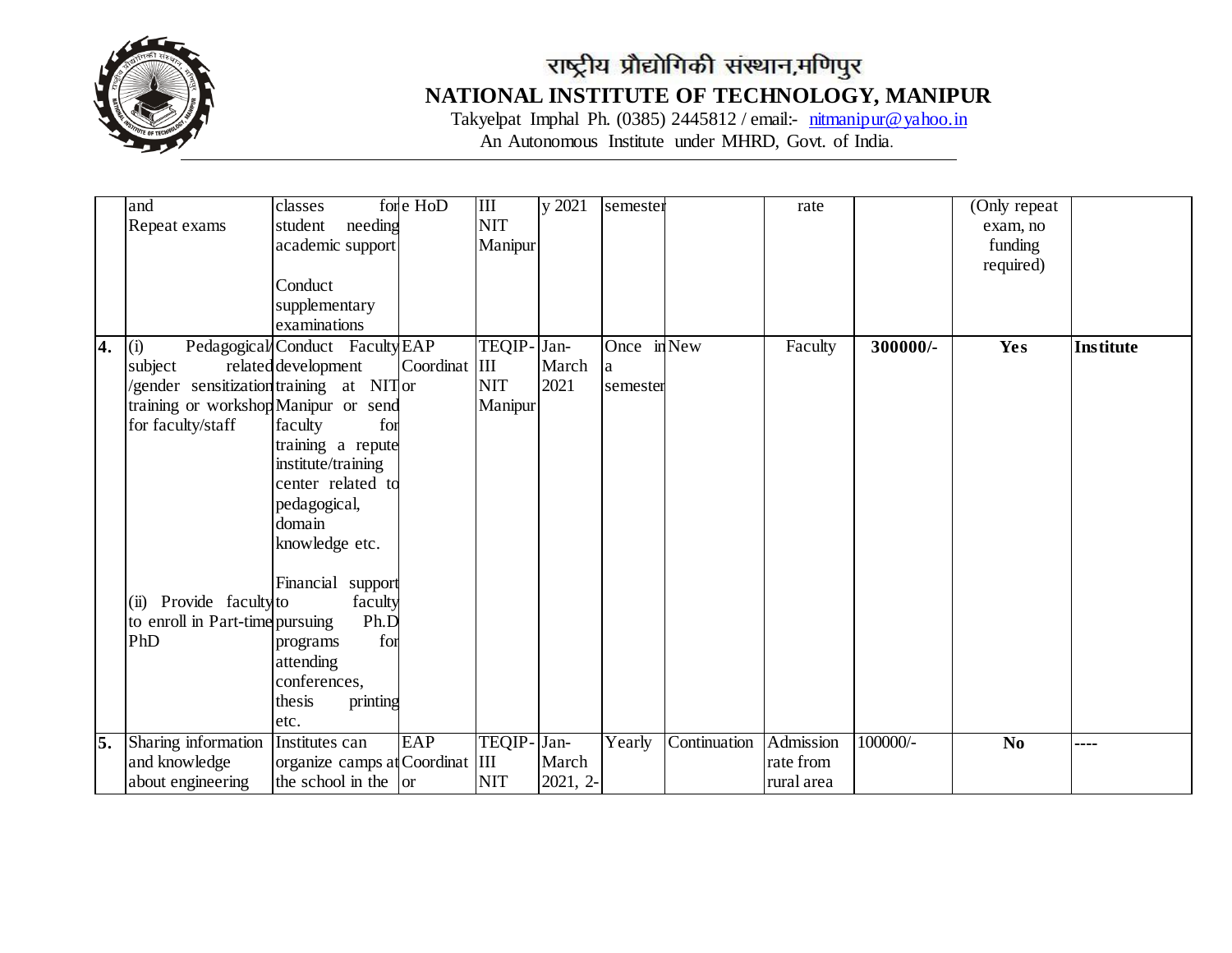राष्ट्रीय प्रौद्योगिकी संस्थान,मणिपुर

# NATIONAL INSTITUTE OF TECHNOLOGY, MANIPUR

Takyelpat Imphal Ph. (0385) 2445812 / email:- nitmanipur@yahoo.in

An Autonomous Institute under MHRD, Govt. of India.

| | | | | | | | | | | | |
|---|---|---|---|---|---|---|---|---|---|---|---|
| | and Repeat exams | classes for student needing academic support<br><br>Conduct supplementary examinations | e HoD | III NIT Manipur | y 2021 | semester | | rate | | (Only repeat exam, no funding required) | |
| **4.** | (i) Pedagogical/ subject related /gender sensitization training or workshop for faculty/staff<br><br>(ii) Provide faculty to enroll in Part-time PhD | Conduct Faculty development training at NIT Manipur or send faculty for training a repute institute/training center related to pedagogical, domain knowledge etc.<br><br>Financial support to faculty pursuing Ph.D programs for attending conferences, thesis printing etc. | EAP Coordinator | TEQIP-III NIT Manipur | Jan-March 2021 | Once in a semester | New | Faculty | **300000/-** | **Yes** | **Institute** |
| **5.** | Sharing information and knowledge about engineering | Institutes can organize camps at the school in the | EAP Coordinator | TEQIP-III NIT | Jan-March 2021, 2- | Yearly | Continuation | Admission rate from rural area | 100000/- | **No** | ---- |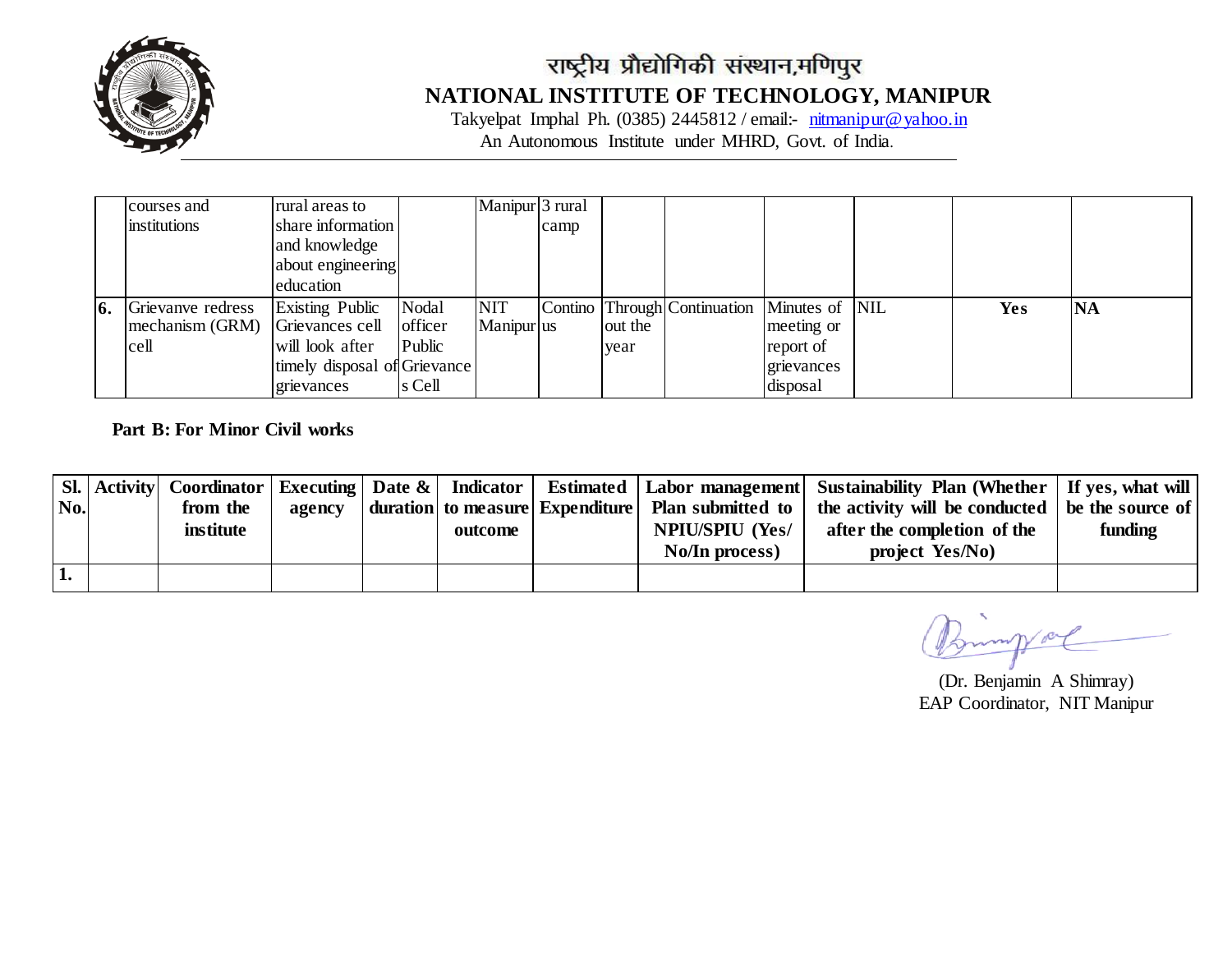राष्ट्रीय प्रौद्योगिकी संस्थान,मणिपुर

**NATIONAL INSTITUTE OF TECHNOLOGY, MANIPUR**

Takyelpat Imphal Ph. (0385) 2445812 / email:- nitmanipur@yahoo.in

An Autonomous Institute under MHRD, Govt. of India.

| | | | | | | | | | | | |
|---|---|---|---|---|---|---|---|---|---|---|---|
| | courses and institutions | rural areas to share information and knowledge about engineering education | | Manipur | 3 rural camp | | | | | | |
| **6.** | Grievanve redress mechanism (GRM) cell | Existing Public Grievances cell will look after timely disposal of grievances | Nodal officer Public Grievances Cell | NIT Manipur | Continous | Through out the year | Continuation | Minutes of meeting or report of grievances disposal | NIL | **Yes** | **NA** |

**Part B: For Minor Civil works**

| Sl. No. | Activity | Coordinator from the institute | Executing agency | Date & duration | Indicator to measure outcome | Estimated Expenditure | Labor management Plan submitted to NPIU/SPIU (Yes/ No/In process) | Sustainability Plan (Whether the activity will be conducted after the completion of the project Yes/No) | If yes, what will be the source of funding |
|---|---|---|---|---|---|---|---|---|---|
| **1.** | | | | | | | | | |

(Dr. Benjamin A Shimray)
EAP Coordinator, NIT Manipur